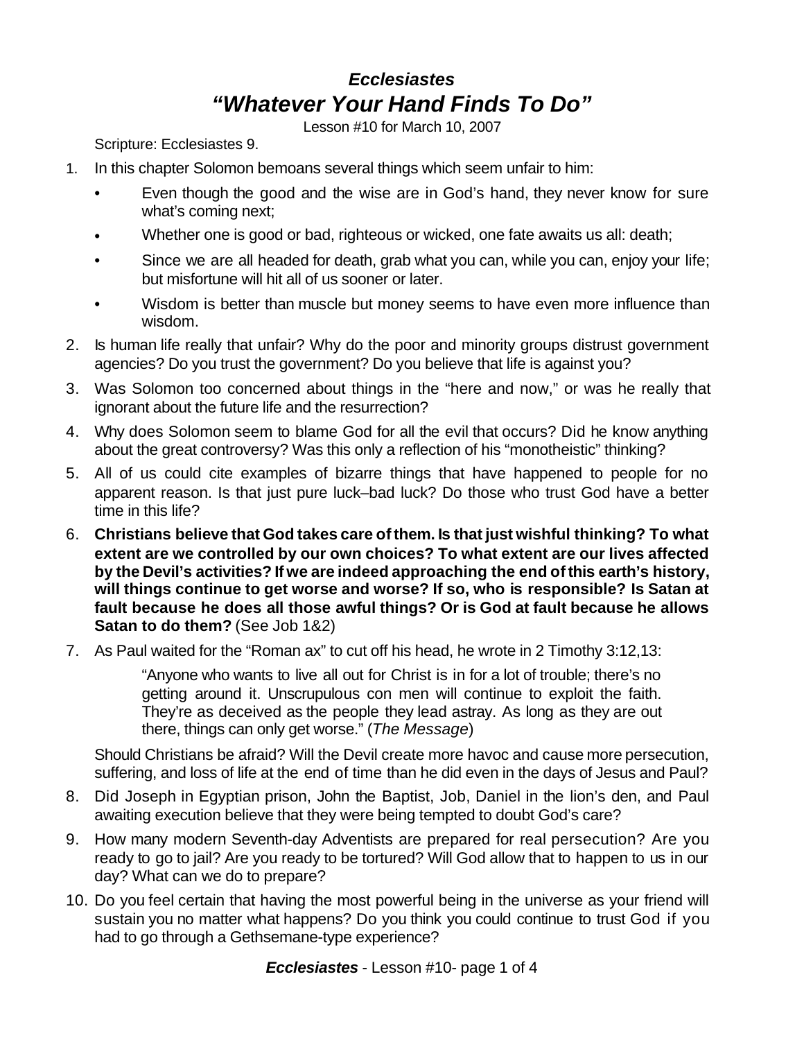# *Ecclesiastes*
# *"Whatever Your Hand Finds To Do"*

Lesson #10 for March 10, 2007

Scripture: Ecclesiastes 9.

1. In this chapter Solomon bemoans several things which seem unfair to him:
   - Even though the good and the wise are in God's hand, they never know for sure what's coming next;
   - Whether one is good or bad, righteous or wicked, one fate awaits us all: death;
   - Since we are all headed for death, grab what you can, while you can, enjoy your life; but misfortune will hit all of us sooner or later.
   - Wisdom is better than muscle but money seems to have even more influence than wisdom.
2. Is human life really that unfair? Why do the poor and minority groups distrust government agencies? Do you trust the government? Do you believe that life is against you?
3. Was Solomon too concerned about things in the "here and now," or was he really that ignorant about the future life and the resurrection?
4. Why does Solomon seem to blame God for all the evil that occurs? Did he know anything about the great controversy? Was this only a reflection of his "monotheistic" thinking?
5. All of us could cite examples of bizarre things that have happened to people for no apparent reason. Is that just pure luck–bad luck? Do those who trust God have a better time in this life?
6. **Christians believe that God takes care of them. Is that just wishful thinking? To what extent are we controlled by our own choices? To what extent are our lives affected by the Devil's activities? If we are indeed approaching the end of this earth's history, will things continue to get worse and worse? If so, who is responsible? Is Satan at fault because he does all those awful things? Or is God at fault because he allows Satan to do them?** (See Job 1&2)
7. As Paul waited for the "Roman ax" to cut off his head, he wrote in 2 Timothy 3:12,13:

   > "Anyone who wants to live all out for Christ is in for a lot of trouble; there's no getting around it. Unscrupulous con men will continue to exploit the faith. They're as deceived as the people they lead astray. As long as they are out there, things can only get worse." (*The Message*)

   Should Christians be afraid? Will the Devil create more havoc and cause more persecution, suffering, and loss of life at the end of time than he did even in the days of Jesus and Paul?
8. Did Joseph in Egyptian prison, John the Baptist, Job, Daniel in the lion's den, and Paul awaiting execution believe that they were being tempted to doubt God's care?
9. How many modern Seventh-day Adventists are prepared for real persecution? Are you ready to go to jail? Are you ready to be tortured? Will God allow that to happen to us in our day? What can we do to prepare?
10. Do you feel certain that having the most powerful being in the universe as your friend will sustain you no matter what happens? Do you think you could continue to trust God if you had to go through a Gethsemane-type experience?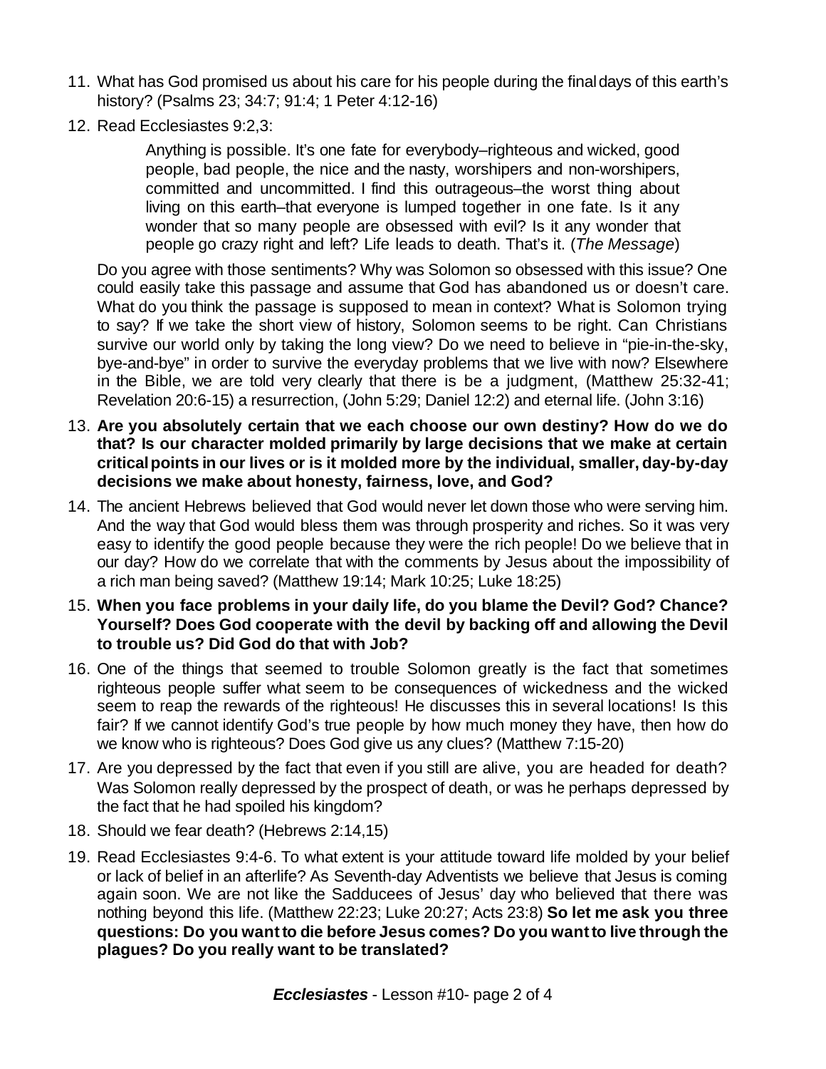11. What has God promised us about his care for his people during the final days of this earth's history? (Psalms 23; 34:7; 91:4; 1 Peter 4:12-16)

12. Read Ecclesiastes 9:2,3:

    > Anything is possible. It's one fate for everybody–righteous and wicked, good people, bad people, the nice and the nasty, worshipers and non-worshipers, committed and uncommitted. I find this outrageous–the worst thing about living on this earth–that everyone is lumped together in one fate. Is it any wonder that so many people are obsessed with evil? Is it any wonder that people go crazy right and left? Life leads to death. That's it. (*The Message*)

    Do you agree with those sentiments? Why was Solomon so obsessed with this issue? One could easily take this passage and assume that God has abandoned us or doesn't care. What do you think the passage is supposed to mean in context? What is Solomon trying to say? If we take the short view of history, Solomon seems to be right. Can Christians survive our world only by taking the long view? Do we need to believe in "pie-in-the-sky, bye-and-bye" in order to survive the everyday problems that we live with now? Elsewhere in the Bible, we are told very clearly that there is be a judgment, (Matthew 25:32-41; Revelation 20:6-15) a resurrection, (John 5:29; Daniel 12:2) and eternal life. (John 3:16)

13. **Are you absolutely certain that we each choose our own destiny? How do we do that? Is our character molded primarily by large decisions that we make at certain critical points in our lives or is it molded more by the individual, smaller, day-by-day decisions we make about honesty, fairness, love, and God?**

14. The ancient Hebrews believed that God would never let down those who were serving him. And the way that God would bless them was through prosperity and riches. So it was very easy to identify the good people because they were the rich people! Do we believe that in our day? How do we correlate that with the comments by Jesus about the impossibility of a rich man being saved? (Matthew 19:14; Mark 10:25; Luke 18:25)

15. **When you face problems in your daily life, do you blame the Devil? God? Chance? Yourself? Does God cooperate with the devil by backing off and allowing the Devil to trouble us? Did God do that with Job?**

16. One of the things that seemed to trouble Solomon greatly is the fact that sometimes righteous people suffer what seem to be consequences of wickedness and the wicked seem to reap the rewards of the righteous! He discusses this in several locations! Is this fair? If we cannot identify God's true people by how much money they have, then how do we know who is righteous? Does God give us any clues? (Matthew 7:15-20)

17. Are you depressed by the fact that even if you still are alive, you are headed for death? Was Solomon really depressed by the prospect of death, or was he perhaps depressed by the fact that he had spoiled his kingdom?

18. Should we fear death? (Hebrews 2:14,15)

19. Read Ecclesiastes 9:4-6. To what extent is your attitude toward life molded by your belief or lack of belief in an afterlife? As Seventh-day Adventists we believe that Jesus is coming again soon. We are not like the Sadducees of Jesus' day who believed that there was nothing beyond this life. (Matthew 22:23; Luke 20:27; Acts 23:8) **So let me ask you three questions: Do you want to die before Jesus comes? Do you want to live through the plagues? Do you really want to be translated?**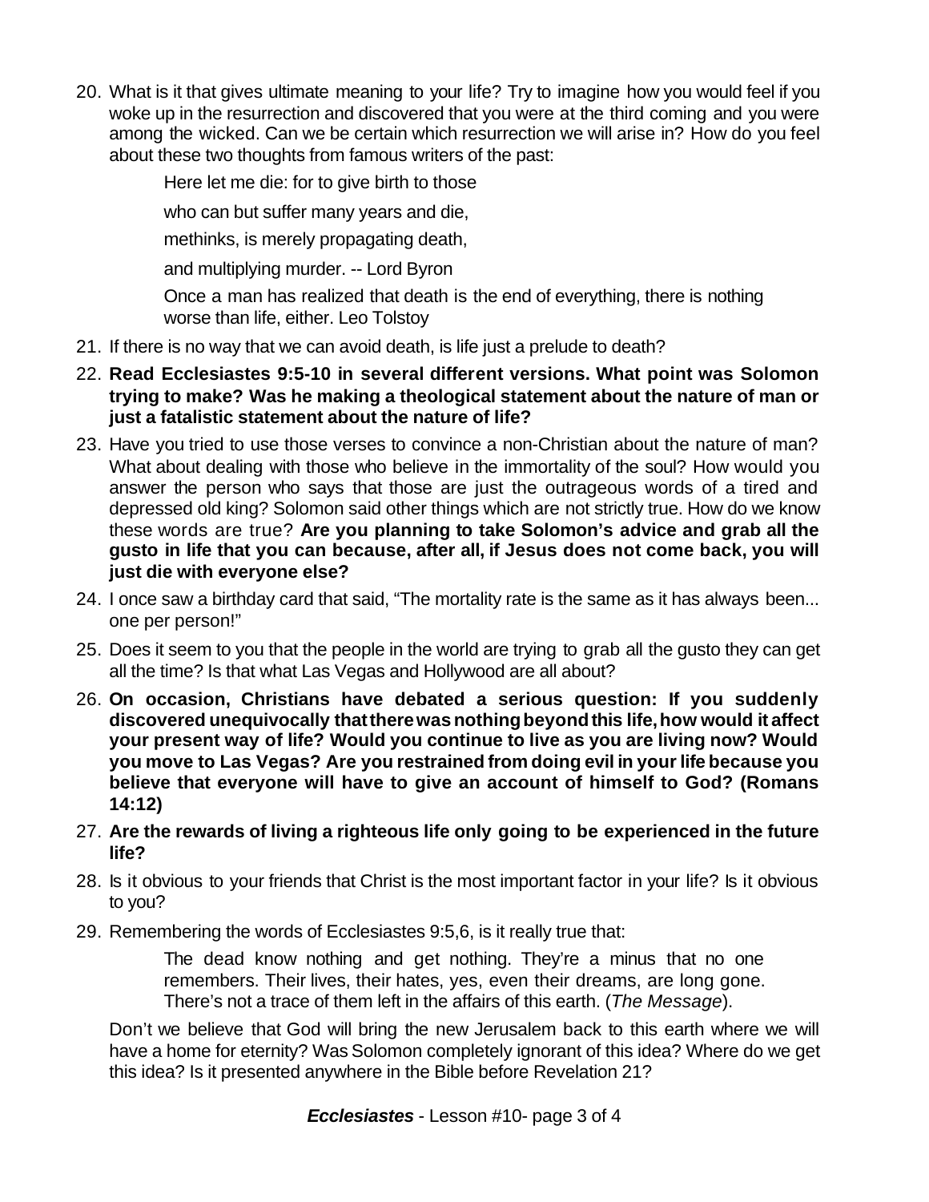20. What is it that gives ultimate meaning to your life? Try to imagine how you would feel if you woke up in the resurrection and discovered that you were at the third coming and you were among the wicked. Can we be certain which resurrection we will arise in? How do you feel about these two thoughts from famous writers of the past:

    > Here let me die: for to give birth to those
    >
    > who can but suffer many years and die,
    >
    > methinks, is merely propagating death,
    >
    > and multiplying murder. -- Lord Byron
    >
    > Once a man has realized that death is the end of everything, there is nothing worse than life, either. Leo Tolstoy

21. If there is no way that we can avoid death, is life just a prelude to death?
22. **Read Ecclesiastes 9:5-10 in several different versions. What point was Solomon trying to make? Was he making a theological statement about the nature of man or just a fatalistic statement about the nature of life?**
23. Have you tried to use those verses to convince a non-Christian about the nature of man? What about dealing with those who believe in the immortality of the soul? How would you answer the person who says that those are just the outrageous words of a tired and depressed old king? Solomon said other things which are not strictly true. How do we know these words are true? **Are you planning to take Solomon's advice and grab all the gusto in life that you can because, after all, if Jesus does not come back, you will just die with everyone else?**
24. I once saw a birthday card that said, "The mortality rate is the same as it has always been... one per person!"
25. Does it seem to you that the people in the world are trying to grab all the gusto they can get all the time? Is that what Las Vegas and Hollywood are all about?
26. **On occasion, Christians have debated a serious question: If you suddenly discovered unequivocally that there was nothing beyond this life, how would it affect your present way of life? Would you continue to live as you are living now? Would you move to Las Vegas? Are you restrained from doing evil in your life because you believe that everyone will have to give an account of himself to God? (Romans 14:12)**
27. **Are the rewards of living a righteous life only going to be experienced in the future life?**
28. Is it obvious to your friends that Christ is the most important factor in your life? Is it obvious to you?
29. Remembering the words of Ecclesiastes 9:5,6, is it really true that:

    > The dead know nothing and get nothing. They're a minus that no one remembers. Their lives, their hates, yes, even their dreams, are long gone. There's not a trace of them left in the affairs of this earth. (*The Message*).

    Don't we believe that God will bring the new Jerusalem back to this earth where we will have a home for eternity? Was Solomon completely ignorant of this idea? Where do we get this idea? Is it presented anywhere in the Bible before Revelation 21?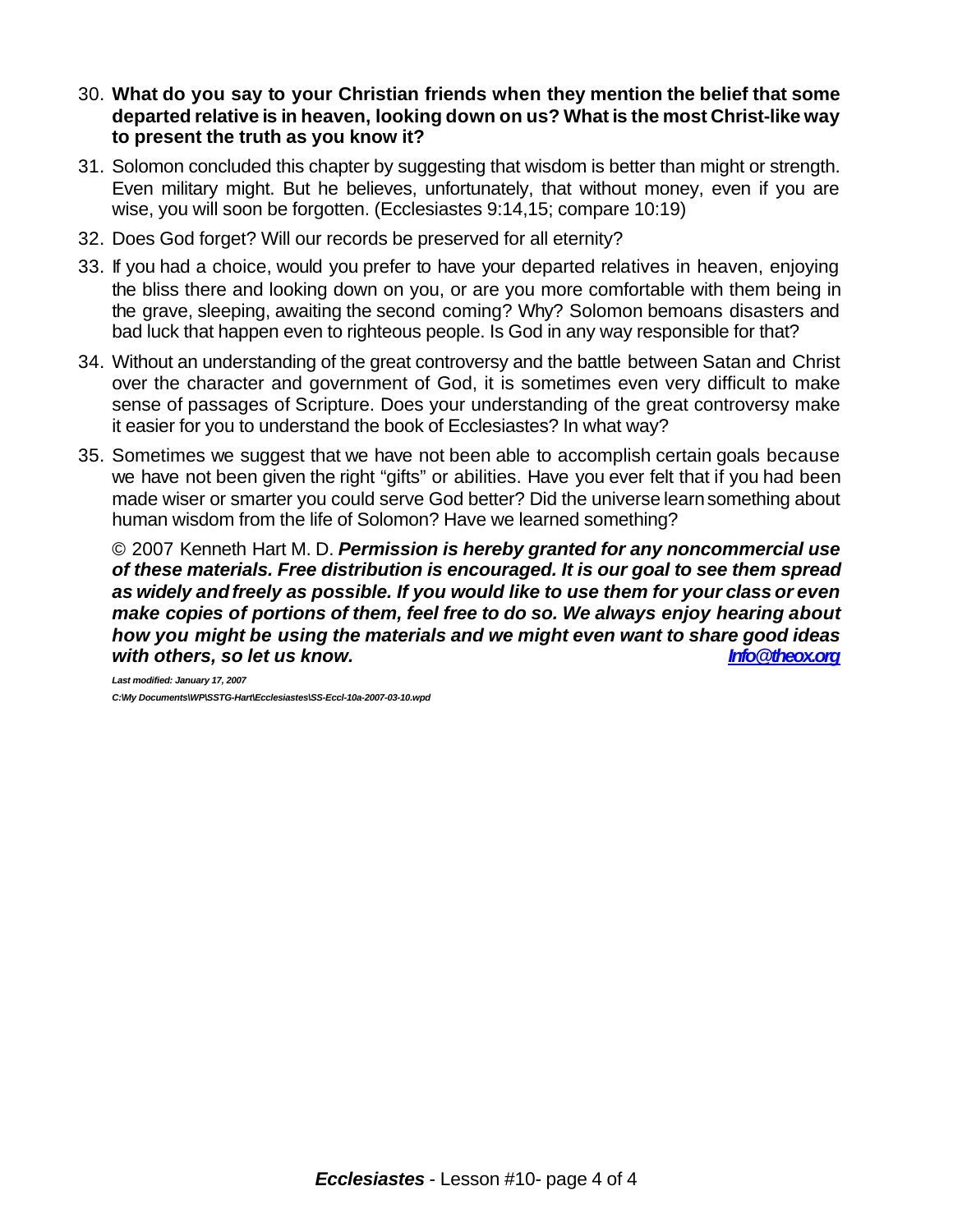30. **What do you say to your Christian friends when they mention the belief that some departed relative is in heaven, looking down on us? What is the most Christ-like way to present the truth as you know it?**
31. Solomon concluded this chapter by suggesting that wisdom is better than might or strength. Even military might. But he believes, unfortunately, that without money, even if you are wise, you will soon be forgotten. (Ecclesiastes 9:14,15; compare 10:19)
32. Does God forget? Will our records be preserved for all eternity?
33. If you had a choice, would you prefer to have your departed relatives in heaven, enjoying the bliss there and looking down on you, or are you more comfortable with them being in the grave, sleeping, awaiting the second coming? Why? Solomon bemoans disasters and bad luck that happen even to righteous people. Is God in any way responsible for that?
34. Without an understanding of the great controversy and the battle between Satan and Christ over the character and government of God, it is sometimes even very difficult to make sense of passages of Scripture. Does your understanding of the great controversy make it easier for you to understand the book of Ecclesiastes? In what way?
35. Sometimes we suggest that we have not been able to accomplish certain goals because we have not been given the right "gifts" or abilities. Have you ever felt that if you had been made wiser or smarter you could serve God better? Did the universe learn something about human wisdom from the life of Solomon? Have we learned something?

© 2007 Kenneth Hart M. D. ***Permission is hereby granted for any noncommercial use of these materials. Free distribution is encouraged. It is our goal to see them spread as widely and freely as possible. If you would like to use them for your class or even make copies of portions of them, feel free to do so. We always enjoy hearing about how you might be using the materials and we might even want to share good ideas with others, so let us know.*** ***Info@theox.org***

***Last modified: January 17, 2007***
***C:\My Documents\WP\SSTG-Hart\Ecclesiastes\SS-Eccl-10a-2007-03-10.wpd***